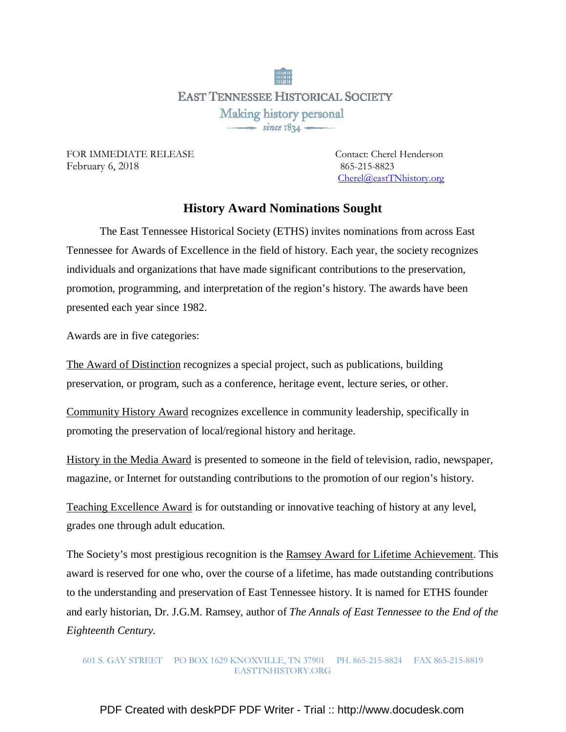EAST TENNESSEE HISTORICAL SOCIETY

Making history personal

since 1834

FOR IMMEDIATE RELEASE
February 6, 2018

Contact: Cherel Henderson
865-215-8823
Cherel@eastTNhistory.org

## History Award Nominations Sought

The East Tennessee Historical Society (ETHS) invites nominations from across East Tennessee for Awards of Excellence in the field of history. Each year, the society recognizes individuals and organizations that have made significant contributions to the preservation, promotion, programming, and interpretation of the region's history. The awards have been presented each year since 1982.

Awards are in five categories:

The Award of Distinction recognizes a special project, such as publications, building preservation, or program, such as a conference, heritage event, lecture series, or other.

Community History Award recognizes excellence in community leadership, specifically in promoting the preservation of local/regional history and heritage.

History in the Media Award is presented to someone in the field of television, radio, newspaper, magazine, or Internet for outstanding contributions to the promotion of our region's history.

Teaching Excellence Award is for outstanding or innovative teaching of history at any level, grades one through adult education.

The Society's most prestigious recognition is the Ramsey Award for Lifetime Achievement. This award is reserved for one who, over the course of a lifetime, has made outstanding contributions to the understanding and preservation of East Tennessee history. It is named for ETHS founder and early historian, Dr. J.G.M. Ramsey, author of *The Annals of East Tennessee to the End of the Eighteenth Century*.

601 S. GAY STREET   PO BOX 1629 KNOXVILLE, TN 37901   PH. 865-215-8824   FAX 865-215-8819
EASTTNHISTORY.ORG

PDF Created with deskPDF PDF Writer - Trial :: http://www.docudesk.com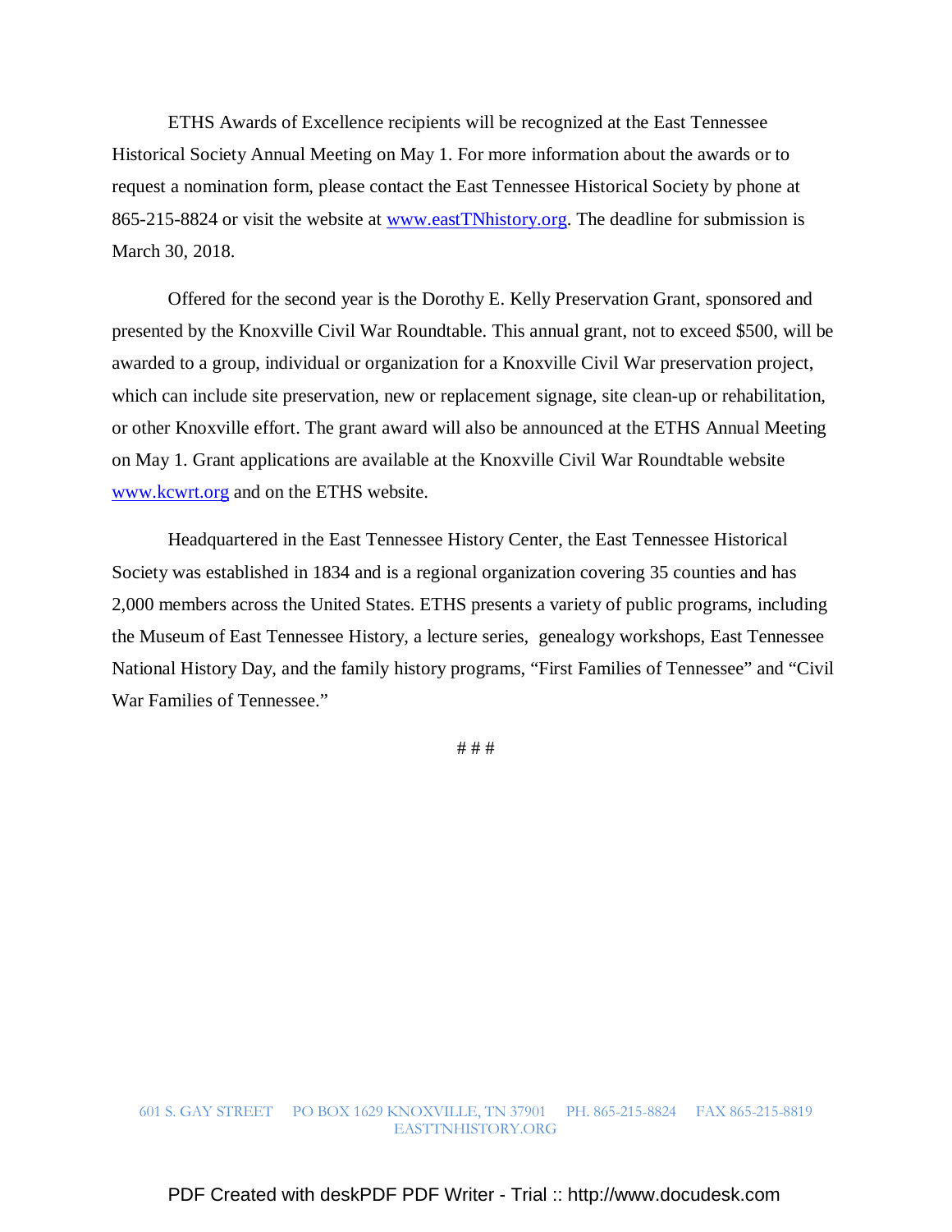ETHS Awards of Excellence recipients will be recognized at the East Tennessee Historical Society Annual Meeting on May 1. For more information about the awards or to request a nomination form, please contact the East Tennessee Historical Society by phone at 865-215-8824 or visit the website at [www.eastTNhistory.org](http://www.eastTNhistory.org). The deadline for submission is March 30, 2018.

Offered for the second year is the Dorothy E. Kelly Preservation Grant, sponsored and presented by the Knoxville Civil War Roundtable. This annual grant, not to exceed $500, will be awarded to a group, individual or organization for a Knoxville Civil War preservation project, which can include site preservation, new or replacement signage, site clean-up or rehabilitation, or other Knoxville effort. The grant award will also be announced at the ETHS Annual Meeting on May 1. Grant applications are available at the Knoxville Civil War Roundtable website [www.kcwrt.org](http://www.kcwrt.org) and on the ETHS website.

Headquartered in the East Tennessee History Center, the East Tennessee Historical Society was established in 1834 and is a regional organization covering 35 counties and has 2,000 members across the United States. ETHS presents a variety of public programs, including the Museum of East Tennessee History, a lecture series, genealogy workshops, East Tennessee National History Day, and the family history programs, "First Families of Tennessee" and "Civil War Families of Tennessee."

# # #

601 S. GAY STREET PO BOX 1629 KNOXVILLE, TN 37901 PH. 865-215-8824 FAX 865-215-8819
EASTTNHISTORY.ORG